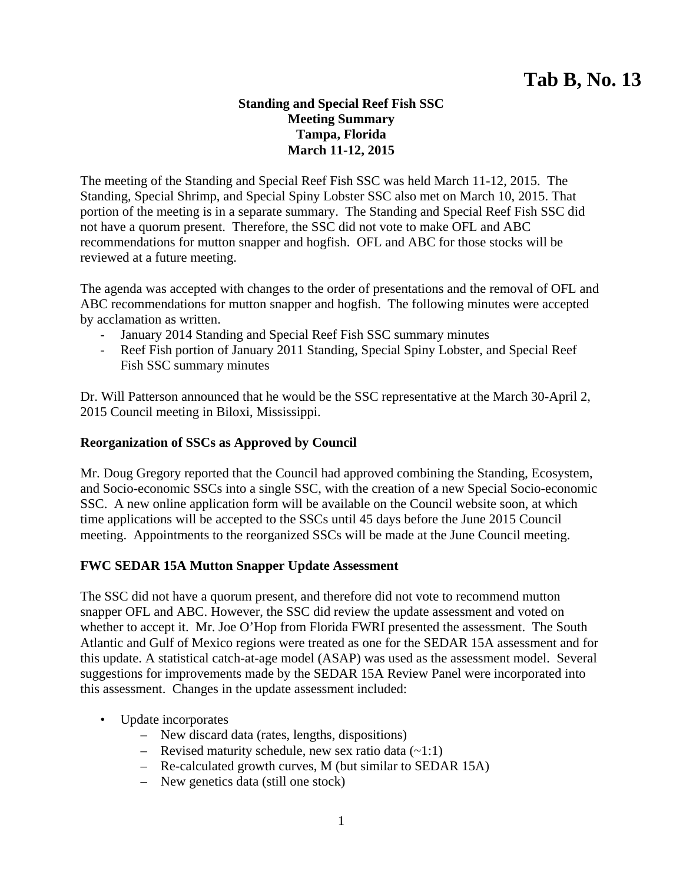**Tab B, No. 13**

**Standing and Special Reef Fish SSC**
**Meeting Summary**
**Tampa, Florida**
**March 11-12, 2015**

The meeting of the Standing and Special Reef Fish SSC was held March 11-12, 2015. The Standing, Special Shrimp, and Special Spiny Lobster SSC also met on March 10, 2015. That portion of the meeting is in a separate summary. The Standing and Special Reef Fish SSC did not have a quorum present. Therefore, the SSC did not vote to make OFL and ABC recommendations for mutton snapper and hogfish. OFL and ABC for those stocks will be reviewed at a future meeting.

The agenda was accepted with changes to the order of presentations and the removal of OFL and ABC recommendations for mutton snapper and hogfish. The following minutes were accepted by acclamation as written.

- January 2014 Standing and Special Reef Fish SSC summary minutes
- Reef Fish portion of January 2011 Standing, Special Spiny Lobster, and Special Reef Fish SSC summary minutes

Dr. Will Patterson announced that he would be the SSC representative at the March 30-April 2, 2015 Council meeting in Biloxi, Mississippi.

**Reorganization of SSCs as Approved by Council**

Mr. Doug Gregory reported that the Council had approved combining the Standing, Ecosystem, and Socio-economic SSCs into a single SSC, with the creation of a new Special Socio-economic SSC. A new online application form will be available on the Council website soon, at which time applications will be accepted to the SSCs until 45 days before the June 2015 Council meeting. Appointments to the reorganized SSCs will be made at the June Council meeting.

**FWC SEDAR 15A Mutton Snapper Update Assessment**

The SSC did not have a quorum present, and therefore did not vote to recommend mutton snapper OFL and ABC. However, the SSC did review the update assessment and voted on whether to accept it. Mr. Joe O'Hop from Florida FWRI presented the assessment. The South Atlantic and Gulf of Mexico regions were treated as one for the SEDAR 15A assessment and for this update. A statistical catch-at-age model (ASAP) was used as the assessment model. Several suggestions for improvements made by the SEDAR 15A Review Panel were incorporated into this assessment. Changes in the update assessment included:

- Update incorporates
  - New discard data (rates, lengths, dispositions)
  - Revised maturity schedule, new sex ratio data (~1:1)
  - Re-calculated growth curves, M (but similar to SEDAR 15A)
  - New genetics data (still one stock)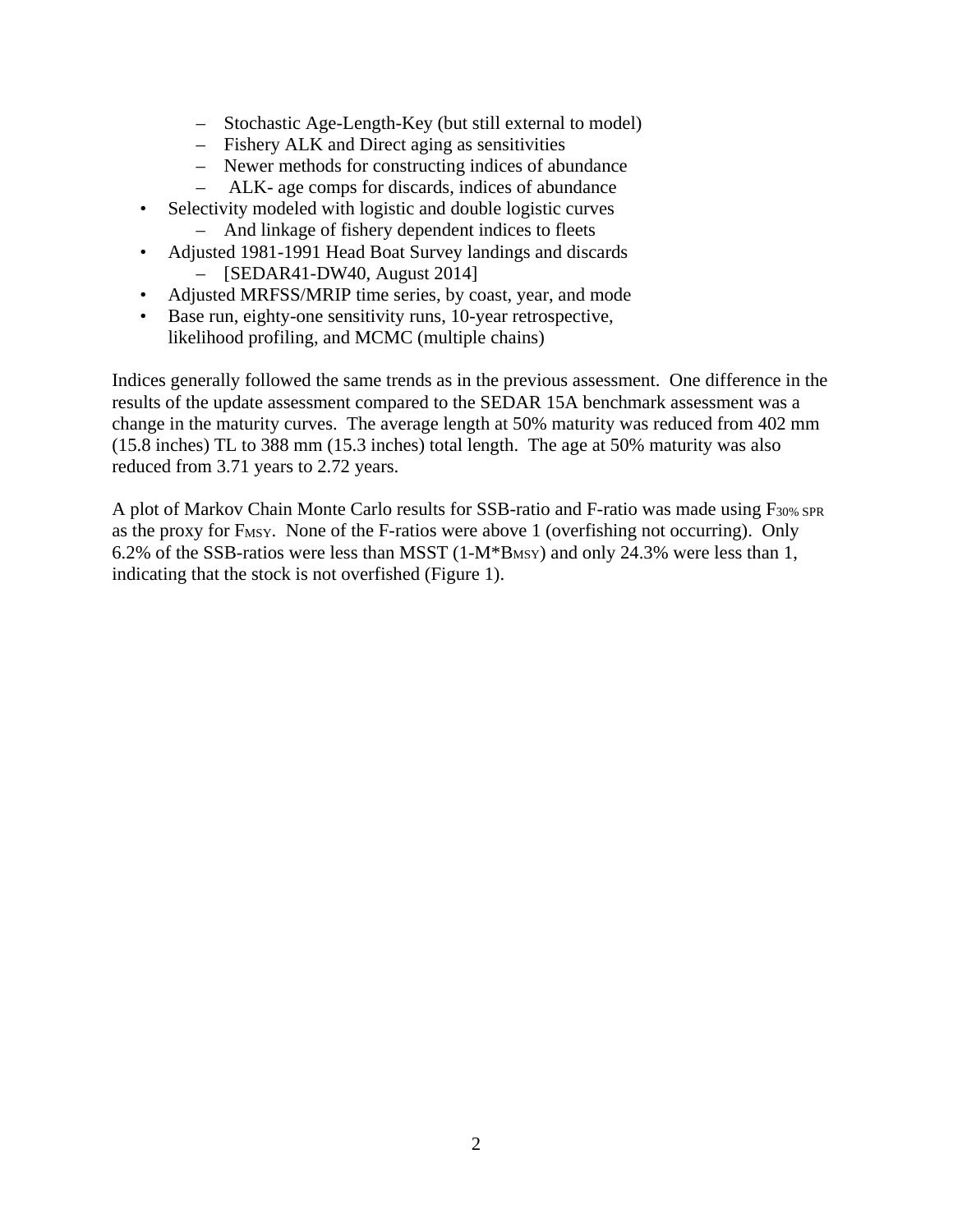- Stochastic Age-Length-Key (but still external to model)
  - Fishery ALK and Direct aging as sensitivities
  - Newer methods for constructing indices of abundance
  - ALK- age comps for discards, indices of abundance
- Selectivity modeled with logistic and double logistic curves
  - And linkage of fishery dependent indices to fleets
- Adjusted 1981-1991 Head Boat Survey landings and discards
  - [SEDAR41-DW40, August 2014]
- Adjusted MRFSS/MRIP time series, by coast, year, and mode
- Base run, eighty-one sensitivity runs, 10-year retrospective, likelihood profiling, and MCMC (multiple chains)

Indices generally followed the same trends as in the previous assessment. One difference in the results of the update assessment compared to the SEDAR 15A benchmark assessment was a change in the maturity curves. The average length at 50% maturity was reduced from 402 mm (15.8 inches) TL to 388 mm (15.3 inches) total length. The age at 50% maturity was also reduced from 3.71 years to 2.72 years.

A plot of Markov Chain Monte Carlo results for SSB-ratio and F-ratio was made using $F_{30\%\ SPR}$ as the proxy for $F_{MSY}$. None of the F-ratios were above 1 (overfishing not occurring). Only 6.2% of the SSB-ratios were less than MSST ($1\text{-}M{*}B_{MSY}$) and only 24.3% were less than 1, indicating that the stock is not overfished (Figure 1).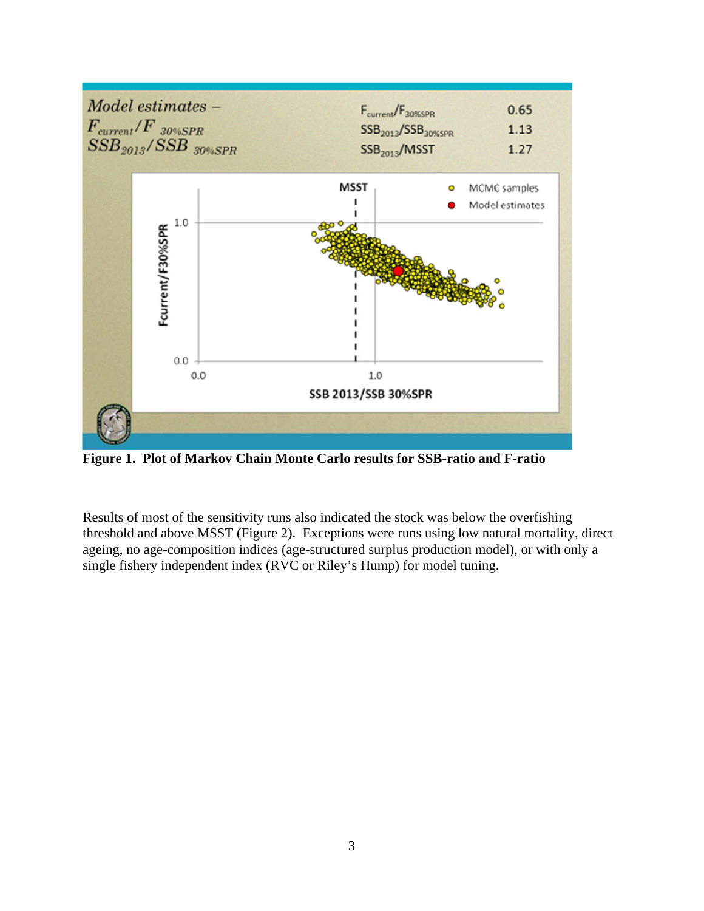**Figure 1. Plot of Markov Chain Monte Carlo results for SSB-ratio and F-ratio**

Results of most of the sensitivity runs also indicated the stock was below the overfishing threshold and above MSST (Figure 2). Exceptions were runs using low natural mortality, direct ageing, no age-composition indices (age-structured surplus production model), or with only a single fishery independent index (RVC or Riley's Hump) for model tuning.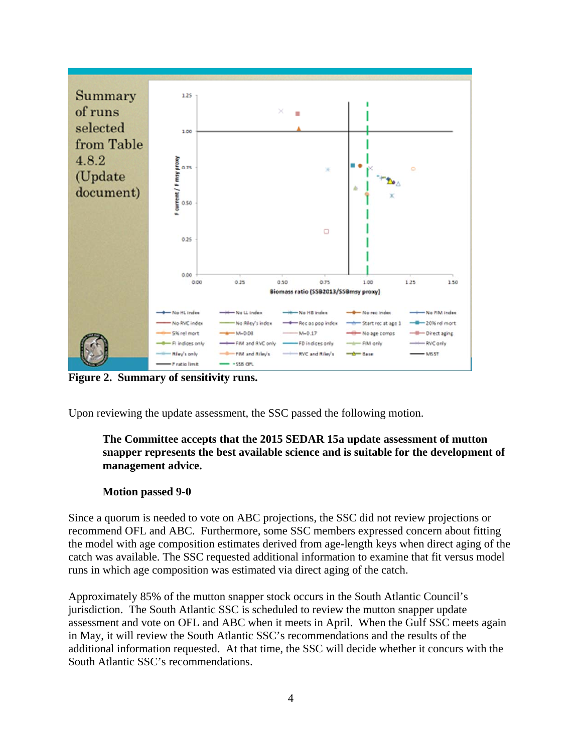Figure 2. Summary of sensitivity runs.

Upon reviewing the update assessment, the SSC passed the following motion.

> **The Committee accepts that the 2015 SEDAR 15a update assessment of mutton snapper represents the best available science and is suitable for the development of management advice.**
>
> **Motion passed 9-0**

Since a quorum is needed to vote on ABC projections, the SSC did not review projections or recommend OFL and ABC. Furthermore, some SSC members expressed concern about fitting the model with age composition estimates derived from age-length keys when direct aging of the catch was available. The SSC requested additional information to examine that fit versus model runs in which age composition was estimated via direct aging of the catch.

Approximately 85% of the mutton snapper stock occurs in the South Atlantic Council's jurisdiction. The South Atlantic SSC is scheduled to review the mutton snapper update assessment and vote on OFL and ABC when it meets in April. When the Gulf SSC meets again in May, it will review the South Atlantic SSC's recommendations and the results of the additional information requested. At that time, the SSC will decide whether it concurs with the South Atlantic SSC's recommendations.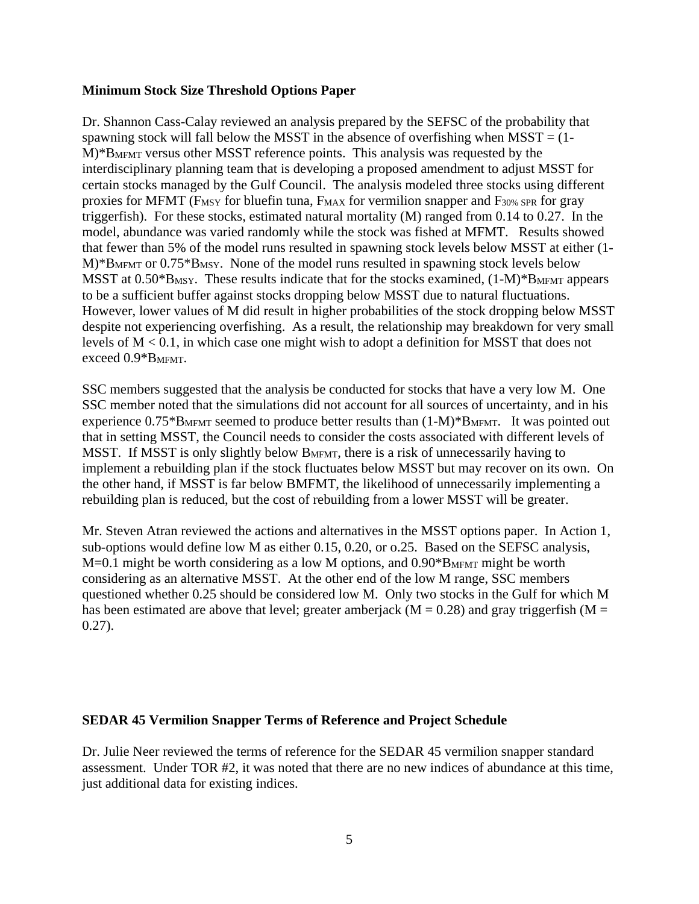**Minimum Stock Size Threshold Options Paper**

Dr. Shannon Cass-Calay reviewed an analysis prepared by the SEFSC of the probability that spawning stock will fall below the MSST in the absence of overfishing when MSST = (1-M)*$B_{MFMT}$ versus other MSST reference points. This analysis was requested by the interdisciplinary planning team that is developing a proposed amendment to adjust MSST for certain stocks managed by the Gulf Council. The analysis modeled three stocks using different proxies for MFMT ($F_{MSY}$ for bluefin tuna, $F_{MAX}$ for vermilion snapper and $F_{30\% \ SPR}$ for gray triggerfish). For these stocks, estimated natural mortality (M) ranged from 0.14 to 0.27. In the model, abundance was varied randomly while the stock was fished at MFMT. Results showed that fewer than 5% of the model runs resulted in spawning stock levels below MSST at either (1-M)*$B_{MFMT}$ or 0.75*$B_{MSY}$. None of the model runs resulted in spawning stock levels below MSST at 0.50*$B_{MSY}$. These results indicate that for the stocks examined, (1-M)*$B_{MFMT}$ appears to be a sufficient buffer against stocks dropping below MSST due to natural fluctuations. However, lower values of M did result in higher probabilities of the stock dropping below MSST despite not experiencing overfishing. As a result, the relationship may breakdown for very small levels of M < 0.1, in which case one might wish to adopt a definition for MSST that does not exceed 0.9*$B_{MFMT}$.

SSC members suggested that the analysis be conducted for stocks that have a very low M. One SSC member noted that the simulations did not account for all sources of uncertainty, and in his experience 0.75*$B_{MFMT}$ seemed to produce better results than (1-M)*$B_{MFMT}$. It was pointed out that in setting MSST, the Council needs to consider the costs associated with different levels of MSST. If MSST is only slightly below $B_{MFMT}$, there is a risk of unnecessarily having to implement a rebuilding plan if the stock fluctuates below MSST but may recover on its own. On the other hand, if MSST is far below BMFMT, the likelihood of unnecessarily implementing a rebuilding plan is reduced, but the cost of rebuilding from a lower MSST will be greater.

Mr. Steven Atran reviewed the actions and alternatives in the MSST options paper. In Action 1, sub-options would define low M as either 0.15, 0.20, or o.25. Based on the SEFSC analysis, M=0.1 might be worth considering as a low M options, and 0.90*$B_{MFMT}$ might be worth considering as an alternative MSST. At the other end of the low M range, SSC members questioned whether 0.25 should be considered low M. Only two stocks in the Gulf for which M has been estimated are above that level; greater amberjack (M = 0.28) and gray triggerfish (M = 0.27).

**SEDAR 45 Vermilion Snapper Terms of Reference and Project Schedule**

Dr. Julie Neer reviewed the terms of reference for the SEDAR 45 vermilion snapper standard assessment. Under TOR #2, it was noted that there are no new indices of abundance at this time, just additional data for existing indices.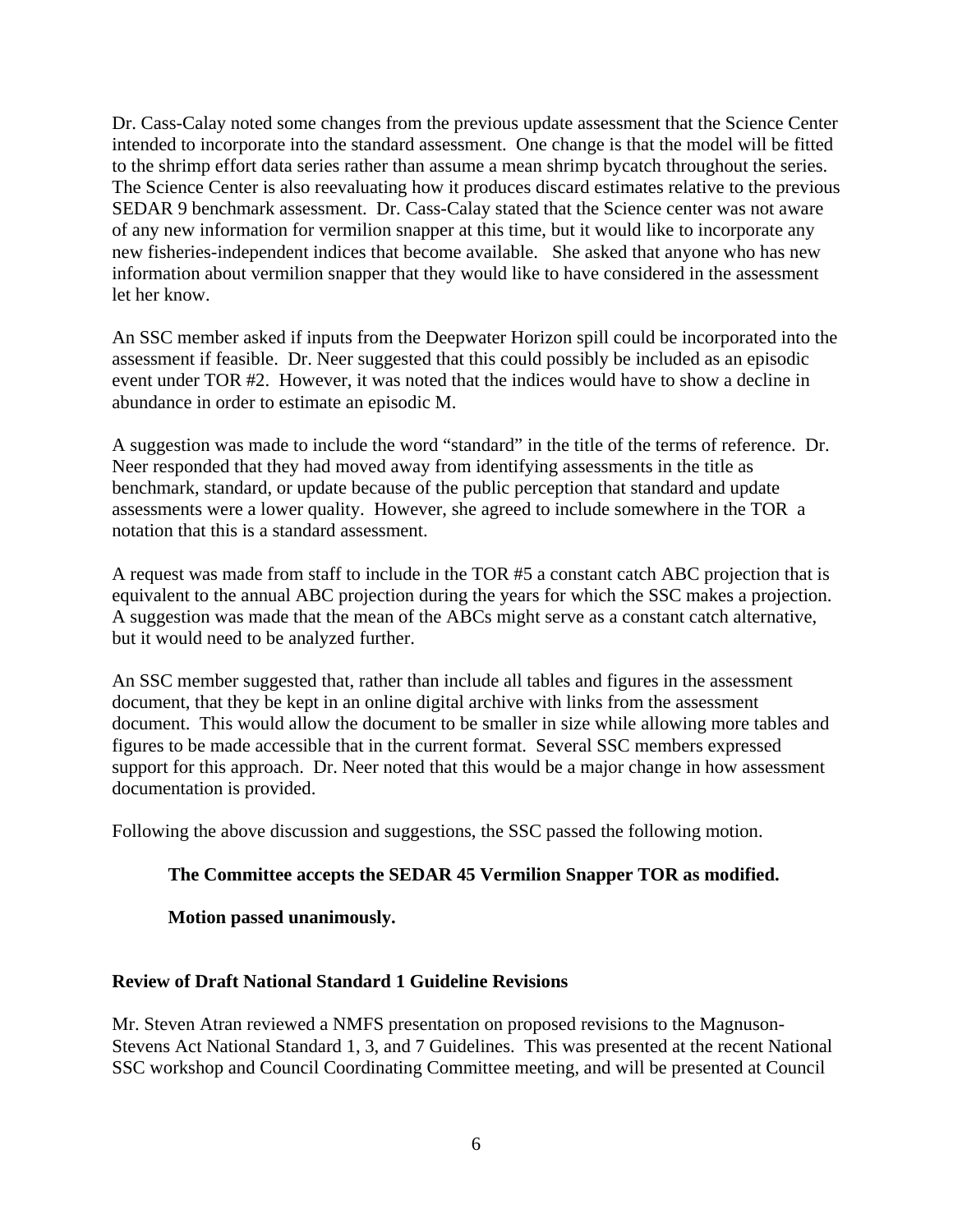Dr. Cass-Calay noted some changes from the previous update assessment that the Science Center intended to incorporate into the standard assessment. One change is that the model will be fitted to the shrimp effort data series rather than assume a mean shrimp bycatch throughout the series. The Science Center is also reevaluating how it produces discard estimates relative to the previous SEDAR 9 benchmark assessment. Dr. Cass-Calay stated that the Science center was not aware of any new information for vermilion snapper at this time, but it would like to incorporate any new fisheries-independent indices that become available. She asked that anyone who has new information about vermilion snapper that they would like to have considered in the assessment let her know.

An SSC member asked if inputs from the Deepwater Horizon spill could be incorporated into the assessment if feasible. Dr. Neer suggested that this could possibly be included as an episodic event under TOR #2. However, it was noted that the indices would have to show a decline in abundance in order to estimate an episodic M.

A suggestion was made to include the word "standard" in the title of the terms of reference. Dr. Neer responded that they had moved away from identifying assessments in the title as benchmark, standard, or update because of the public perception that standard and update assessments were a lower quality. However, she agreed to include somewhere in the TOR a notation that this is a standard assessment.

A request was made from staff to include in the TOR #5 a constant catch ABC projection that is equivalent to the annual ABC projection during the years for which the SSC makes a projection. A suggestion was made that the mean of the ABCs might serve as a constant catch alternative, but it would need to be analyzed further.

An SSC member suggested that, rather than include all tables and figures in the assessment document, that they be kept in an online digital archive with links from the assessment document. This would allow the document to be smaller in size while allowing more tables and figures to be made accessible that in the current format. Several SSC members expressed support for this approach. Dr. Neer noted that this would be a major change in how assessment documentation is provided.

Following the above discussion and suggestions, the SSC passed the following motion.

> **The Committee accepts the SEDAR 45 Vermilion Snapper TOR as modified.**
>
> **Motion passed unanimously.**

**Review of Draft National Standard 1 Guideline Revisions**

Mr. Steven Atran reviewed a NMFS presentation on proposed revisions to the Magnuson-Stevens Act National Standard 1, 3, and 7 Guidelines. This was presented at the recent National SSC workshop and Council Coordinating Committee meeting, and will be presented at Council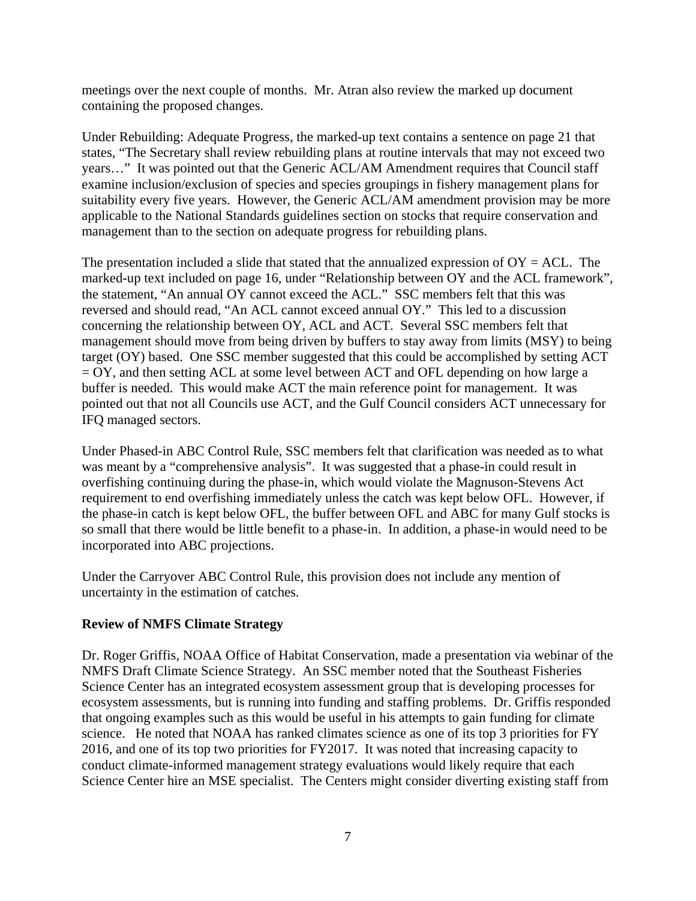meetings over the next couple of months. Mr. Atran also review the marked up document containing the proposed changes.

Under Rebuilding: Adequate Progress, the marked-up text contains a sentence on page 21 that states, "The Secretary shall review rebuilding plans at routine intervals that may not exceed two years…" It was pointed out that the Generic ACL/AM Amendment requires that Council staff examine inclusion/exclusion of species and species groupings in fishery management plans for suitability every five years. However, the Generic ACL/AM amendment provision may be more applicable to the National Standards guidelines section on stocks that require conservation and management than to the section on adequate progress for rebuilding plans.

The presentation included a slide that stated that the annualized expression of OY = ACL. The marked-up text included on page 16, under "Relationship between OY and the ACL framework", the statement, "An annual OY cannot exceed the ACL." SSC members felt that this was reversed and should read, "An ACL cannot exceed annual OY." This led to a discussion concerning the relationship between OY, ACL and ACT. Several SSC members felt that management should move from being driven by buffers to stay away from limits (MSY) to being target (OY) based. One SSC member suggested that this could be accomplished by setting ACT = OY, and then setting ACL at some level between ACT and OFL depending on how large a buffer is needed. This would make ACT the main reference point for management. It was pointed out that not all Councils use ACT, and the Gulf Council considers ACT unnecessary for IFQ managed sectors.

Under Phased-in ABC Control Rule, SSC members felt that clarification was needed as to what was meant by a "comprehensive analysis". It was suggested that a phase-in could result in overfishing continuing during the phase-in, which would violate the Magnuson-Stevens Act requirement to end overfishing immediately unless the catch was kept below OFL. However, if the phase-in catch is kept below OFL, the buffer between OFL and ABC for many Gulf stocks is so small that there would be little benefit to a phase-in. In addition, a phase-in would need to be incorporated into ABC projections.

Under the Carryover ABC Control Rule, this provision does not include any mention of uncertainty in the estimation of catches.

**Review of NMFS Climate Strategy**

Dr. Roger Griffis, NOAA Office of Habitat Conservation, made a presentation via webinar of the NMFS Draft Climate Science Strategy. An SSC member noted that the Southeast Fisheries Science Center has an integrated ecosystem assessment group that is developing processes for ecosystem assessments, but is running into funding and staffing problems. Dr. Griffis responded that ongoing examples such as this would be useful in his attempts to gain funding for climate science. He noted that NOAA has ranked climates science as one of its top 3 priorities for FY 2016, and one of its top two priorities for FY2017. It was noted that increasing capacity to conduct climate-informed management strategy evaluations would likely require that each Science Center hire an MSE specialist. The Centers might consider diverting existing staff from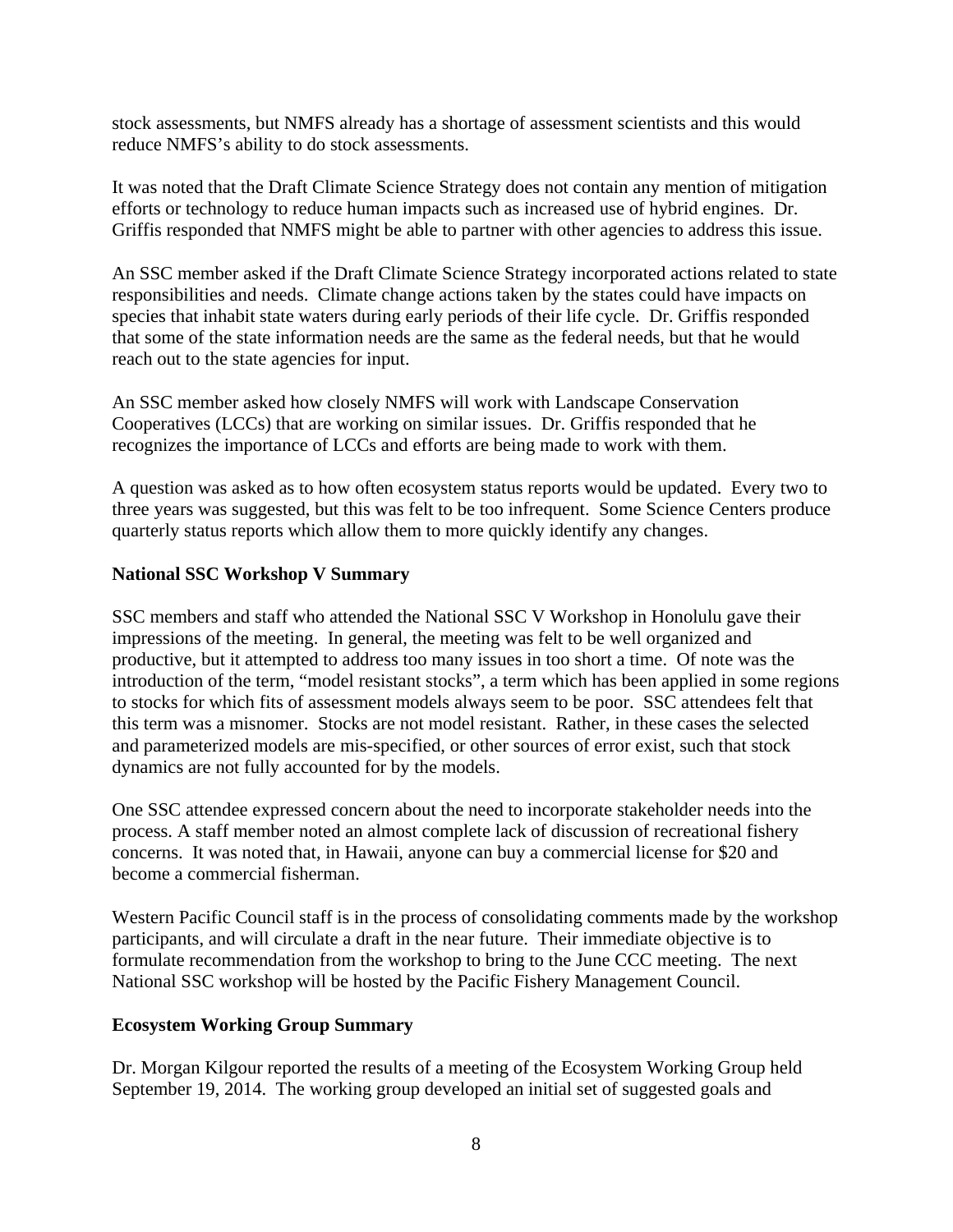stock assessments, but NMFS already has a shortage of assessment scientists and this would reduce NMFS's ability to do stock assessments.

It was noted that the Draft Climate Science Strategy does not contain any mention of mitigation efforts or technology to reduce human impacts such as increased use of hybrid engines. Dr. Griffis responded that NMFS might be able to partner with other agencies to address this issue.

An SSC member asked if the Draft Climate Science Strategy incorporated actions related to state responsibilities and needs. Climate change actions taken by the states could have impacts on species that inhabit state waters during early periods of their life cycle. Dr. Griffis responded that some of the state information needs are the same as the federal needs, but that he would reach out to the state agencies for input.

An SSC member asked how closely NMFS will work with Landscape Conservation Cooperatives (LCCs) that are working on similar issues. Dr. Griffis responded that he recognizes the importance of LCCs and efforts are being made to work with them.

A question was asked as to how often ecosystem status reports would be updated. Every two to three years was suggested, but this was felt to be too infrequent. Some Science Centers produce quarterly status reports which allow them to more quickly identify any changes.

**National SSC Workshop V Summary**

SSC members and staff who attended the National SSC V Workshop in Honolulu gave their impressions of the meeting. In general, the meeting was felt to be well organized and productive, but it attempted to address too many issues in too short a time. Of note was the introduction of the term, "model resistant stocks", a term which has been applied in some regions to stocks for which fits of assessment models always seem to be poor. SSC attendees felt that this term was a misnomer. Stocks are not model resistant. Rather, in these cases the selected and parameterized models are mis-specified, or other sources of error exist, such that stock dynamics are not fully accounted for by the models.

One SSC attendee expressed concern about the need to incorporate stakeholder needs into the process. A staff member noted an almost complete lack of discussion of recreational fishery concerns. It was noted that, in Hawaii, anyone can buy a commercial license for $20 and become a commercial fisherman.

Western Pacific Council staff is in the process of consolidating comments made by the workshop participants, and will circulate a draft in the near future. Their immediate objective is to formulate recommendation from the workshop to bring to the June CCC meeting. The next National SSC workshop will be hosted by the Pacific Fishery Management Council.

**Ecosystem Working Group Summary**

Dr. Morgan Kilgour reported the results of a meeting of the Ecosystem Working Group held September 19, 2014. The working group developed an initial set of suggested goals and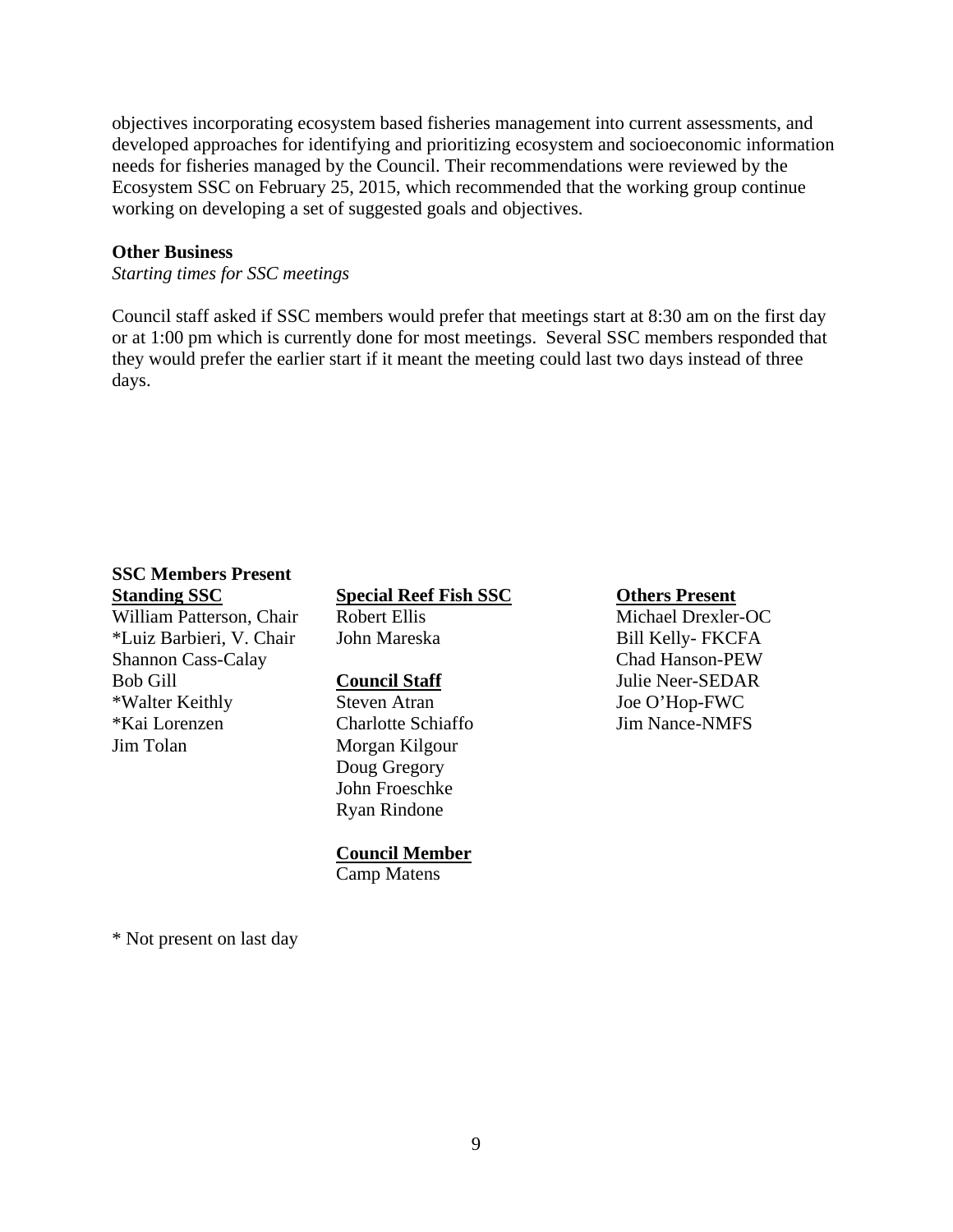objectives incorporating ecosystem based fisheries management into current assessments, and developed approaches for identifying and prioritizing ecosystem and socioeconomic information needs for fisheries managed by the Council. Their recommendations were reviewed by the Ecosystem SSC on February 25, 2015, which recommended that the working group continue working on developing a set of suggested goals and objectives.

**Other Business**

*Starting times for SSC meetings*

Council staff asked if SSC members would prefer that meetings start at 8:30 am on the first day or at 1:00 pm which is currently done for most meetings. Several SSC members responded that they would prefer the earlier start if it meant the meeting could last two days instead of three days.

**SSC Members Present**

**Standing SSC**
William Patterson, Chair
*Luiz Barbieri, V. Chair
Shannon Cass-Calay
Bob Gill
*Walter Keithly
*Kai Lorenzen
Jim Tolan

**Special Reef Fish SSC**
Robert Ellis
John Mareska

**Council Staff**
Steven Atran
Charlotte Schiaffo
Morgan Kilgour
Doug Gregory
John Froeschke
Ryan Rindone

**Council Member**
Camp Matens

**Others Present**
Michael Drexler-OC
Bill Kelly- FKCFA
Chad Hanson-PEW
Julie Neer-SEDAR
Joe O'Hop-FWC
Jim Nance-NMFS

* Not present on last day